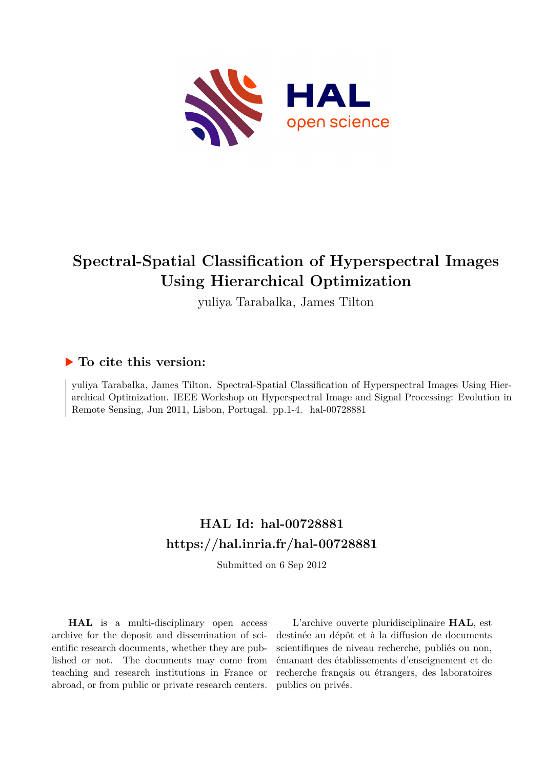# Spectral-Spatial Classification of Hyperspectral Images Using Hierarchical Optimization

yuliya Tarabalka, James Tilton

## ▶ To cite this version:

yuliya Tarabalka, James Tilton. Spectral-Spatial Classification of Hyperspectral Images Using Hierarchical Optimization. IEEE Workshop on Hyperspectral Image and Signal Processing: Evolution in Remote Sensing, Jun 2011, Lisbon, Portugal. pp.1-4. hal-00728881

## HAL Id: hal-00728881
## https://hal.inria.fr/hal-00728881

Submitted on 6 Sep 2012

**HAL** is a multi-disciplinary open access archive for the deposit and dissemination of scientific research documents, whether they are published or not. The documents may come from teaching and research institutions in France or abroad, or from public or private research centers.

L'archive ouverte pluridisciplinaire **HAL**, est destinée au dépôt et à la diffusion de documents scientifiques de niveau recherche, publiés ou non, émanant des établissements d'enseignement et de recherche français ou étrangers, des laboratoires publics ou privés.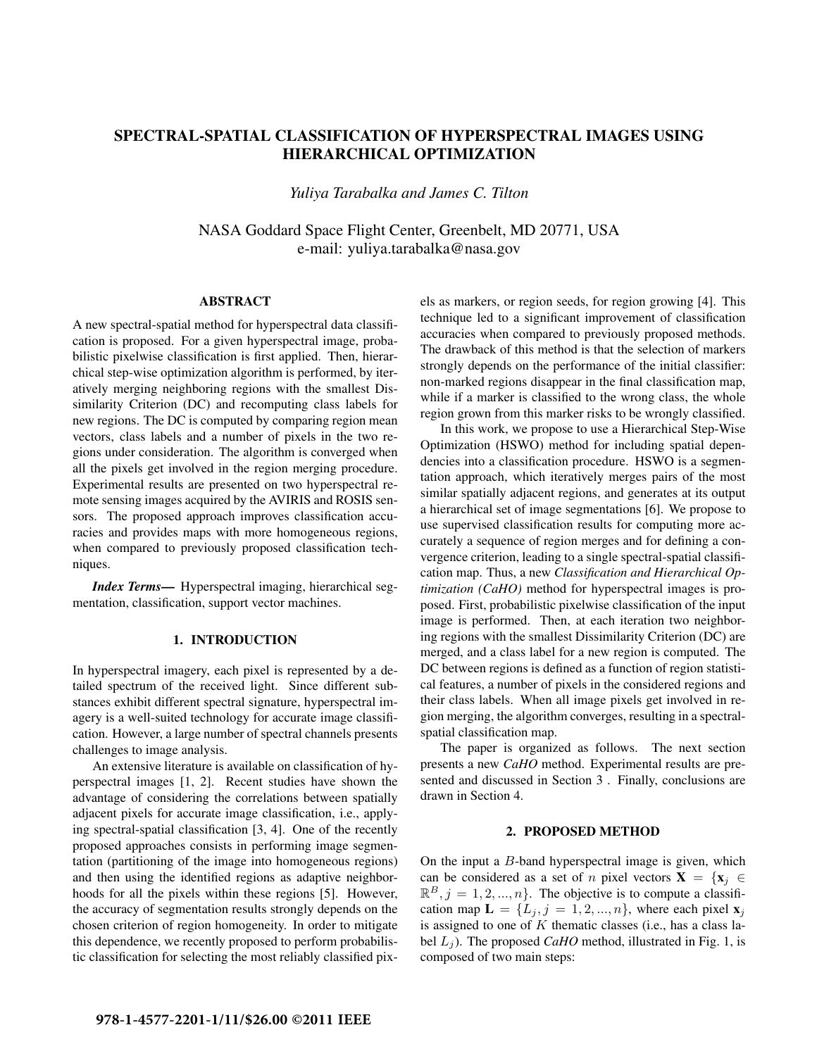# SPECTRAL-SPATIAL CLASSIFICATION OF HYPERSPECTRAL IMAGES USING HIERARCHICAL OPTIMIZATION

*Yuliya Tarabalka and James C. Tilton*

NASA Goddard Space Flight Center, Greenbelt, MD 20771, USA
e-mail: yuliya.tarabalka@nasa.gov

## ABSTRACT

A new spectral-spatial method for hyperspectral data classification is proposed. For a given hyperspectral image, probabilistic pixelwise classification is first applied. Then, hierarchical step-wise optimization algorithm is performed, by iteratively merging neighboring regions with the smallest Dissimilarity Criterion (DC) and recomputing class labels for new regions. The DC is computed by comparing region mean vectors, class labels and a number of pixels in the two regions under consideration. The algorithm is converged when all the pixels get involved in the region merging procedure. Experimental results are presented on two hyperspectral remote sensing images acquired by the AVIRIS and ROSIS sensors. The proposed approach improves classification accuracies and provides maps with more homogeneous regions, when compared to previously proposed classification techniques.

***Index Terms*—** Hyperspectral imaging, hierarchical segmentation, classification, support vector machines.

## 1. INTRODUCTION

In hyperspectral imagery, each pixel is represented by a detailed spectrum of the received light. Since different substances exhibit different spectral signature, hyperspectral imagery is a well-suited technology for accurate image classification. However, a large number of spectral channels presents challenges to image analysis.

An extensive literature is available on classification of hyperspectral images [1, 2]. Recent studies have shown the advantage of considering the correlations between spatially adjacent pixels for accurate image classification, i.e., applying spectral-spatial classification [3, 4]. One of the recently proposed approaches consists in performing image segmentation (partitioning of the image into homogeneous regions) and then using the identified regions as adaptive neighborhoods for all the pixels within these regions [5]. However, the accuracy of segmentation results strongly depends on the chosen criterion of region homogeneity. In order to mitigate this dependence, we recently proposed to perform probabilistic classification for selecting the most reliably classified pixels as markers, or region seeds, for region growing [4]. This technique led to a significant improvement of classification accuracies when compared to previously proposed methods. The drawback of this method is that the selection of markers strongly depends on the performance of the initial classifier: non-marked regions disappear in the final classification map, while if a marker is classified to the wrong class, the whole region grown from this marker risks to be wrongly classified.

In this work, we propose to use a Hierarchical Step-Wise Optimization (HSWO) method for including spatial dependencies into a classification procedure. HSWO is a segmentation approach, which iteratively merges pairs of the most similar spatially adjacent regions, and generates at its output a hierarchical set of image segmentations [6]. We propose to use supervised classification results for computing more accurately a sequence of region merges and for defining a convergence criterion, leading to a single spectral-spatial classification map. Thus, a new *Classification and Hierarchical Optimization (CaHO)* method for hyperspectral images is proposed. First, probabilistic pixelwise classification of the input image is performed. Then, at each iteration two neighboring regions with the smallest Dissimilarity Criterion (DC) are merged, and a class label for a new region is computed. The DC between regions is defined as a function of region statistical features, a number of pixels in the considered regions and their class labels. When all image pixels get involved in region merging, the algorithm converges, resulting in a spectral-spatial classification map.

The paper is organized as follows. The next section presents a new *CaHO* method. Experimental results are presented and discussed in Section 3 . Finally, conclusions are drawn in Section 4.

## 2. PROPOSED METHOD

On the input a $B$-band hyperspectral image is given, which can be considered as a set of $n$ pixel vectors $\mathbf{X} = \{\mathbf{x}_j \in \mathbb{R}^B, j = 1, 2, ..., n\}$. The objective is to compute a classification map $\mathbf{L} = \{L_j, j = 1, 2, ..., n\}$, where each pixel $\mathbf{x}_j$ is assigned to one of $K$ thematic classes (i.e., has a class label $L_j$). The proposed *CaHO* method, illustrated in Fig. 1, is composed of two main steps:

978-1-4577-2201-1/11/$26.00 ©2011 IEEE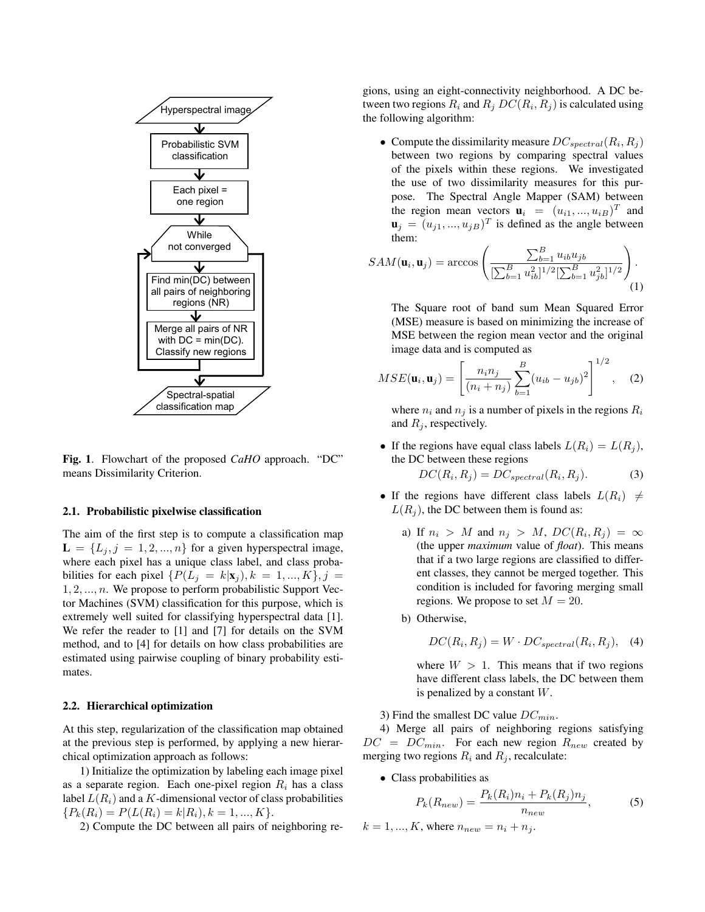Fig. 1. Flowchart of the proposed *CaHO* approach. "DC" means Dissimilarity Criterion.

### 2.1. Probabilistic pixelwise classification

The aim of the first step is to compute a classification map $\mathbf{L} = \{L_j, j = 1, 2, ..., n\}$ for a given hyperspectral image, where each pixel has a unique class label, and class probabilities for each pixel $\{P(L_j = k|\mathbf{x}_j), k = 1, ..., K\}, j = 1, 2, ..., n$. We propose to perform probabilistic Support Vector Machines (SVM) classification for this purpose, which is extremely well suited for classifying hyperspectral data [1]. We refer the reader to [1] and [7] for details on the SVM method, and to [4] for details on how class probabilities are estimated using pairwise coupling of binary probability estimates.

### 2.2. Hierarchical optimization

At this step, regularization of the classification map obtained at the previous step is performed, by applying a new hierarchical optimization approach as follows:

1) Initialize the optimization by labeling each image pixel as a separate region. Each one-pixel region $R_i$ has a class label $L(R_i)$ and a $K$-dimensional vector of class probabilities $\{P_k(R_i) = P(L(R_i) = k|R_i), k = 1, ..., K\}$.

2) Compute the DC between all pairs of neighboring regions, using an eight-connectivity neighborhood. A DC between two regions $R_i$ and $R_j$ $DC(R_i, R_j)$ is calculated using the following algorithm:

- Compute the dissimilarity measure $DC_{spectral}(R_i, R_j)$ between two regions by comparing spectral values of the pixels within these regions. We investigated the use of two dissimilarity measures for this purpose. The Spectral Angle Mapper (SAM) between the region mean vectors $\mathbf{u}_i = (u_{i1}, ..., u_{iB})^T$ and $\mathbf{u}_j = (u_{j1}, ..., u_{jB})^T$ is defined as the angle between them:

$$SAM(\mathbf{u}_i, \mathbf{u}_j) = \arccos\left(\frac{\sum_{b=1}^{B} u_{ib}u_{jb}}{[\sum_{b=1}^{B} u_{ib}^2]^{1/2}[\sum_{b=1}^{B} u_{jb}^2]^{1/2}}\right). \quad (1)$$

  The Square root of band sum Mean Squared Error (MSE) measure is based on minimizing the increase of MSE between the region mean vector and the original image data and is computed as

$$MSE(\mathbf{u}_i, \mathbf{u}_j) = \left[\frac{n_i n_j}{(n_i + n_j)}\sum_{b=1}^{B}(u_{ib} - u_{jb})^2\right]^{1/2}, \quad (2)$$

  where $n_i$ and $n_j$ is a number of pixels in the regions $R_i$ and $R_j$, respectively.

- If the regions have equal class labels $L(R_i) = L(R_j)$, the DC between these regions

$$DC(R_i, R_j) = DC_{spectral}(R_i, R_j). \quad (3)$$

- If the regions have different class labels $L(R_i) \neq L(R_j)$, the DC between them is found as:

  a) If $n_i > M$ and $n_j > M$, $DC(R_i, R_j) = \infty$ (the upper *maximum* value of *float*). This means that if a two large regions are classified to different classes, they cannot be merged together. This condition is included for favoring merging small regions. We propose to set $M = 20$.

  b) Otherwise,

$$DC(R_i, R_j) = W \cdot DC_{spectral}(R_i, R_j), \quad (4)$$

  where $W > 1$. This means that if two regions have different class labels, the DC between them is penalized by a constant $W$.

3) Find the smallest DC value $DC_{min}$.

4) Merge all pairs of neighboring regions satisfying $DC = DC_{min}$. For each new region $R_{new}$ created by merging two regions $R_i$ and $R_j$, recalculate:

- Class probabilities as

$$P_k(R_{new}) = \frac{P_k(R_i)n_i + P_k(R_j)n_j}{n_{new}}, \quad (5)$$

$k = 1, ..., K$, where $n_{new} = n_i + n_j$.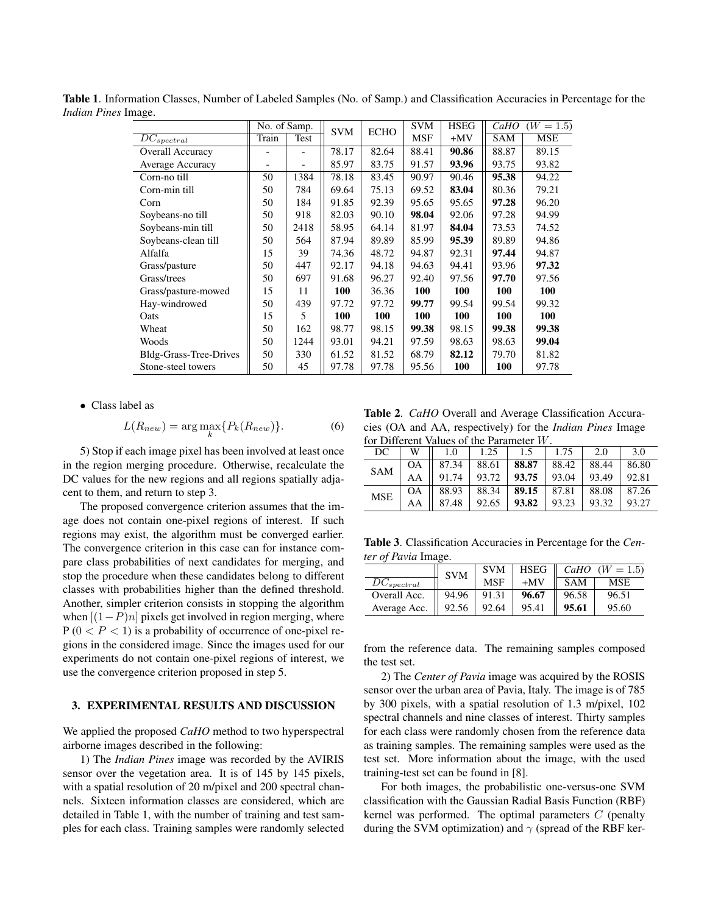**Table 1**. Information Classes, Number of Labeled Samples (No. of Samp.) and Classification Accuracies in Percentage for the *Indian Pines* Image.

| | No. of Samp. | | SVM | ECHO | SVM | HSEG | *CaHO* ($W = 1.5$) | |
|---|---|---|---|---|---|---|---|---|
| $DC_{spectral}$ | Train | Test | | | MSF | +MV | SAM | MSE |
| Overall Accuracy | - | - | 78.17 | 82.64 | 88.41 | **90.86** | 88.87 | 89.15 |
| Average Accuracy | - | - | 85.97 | 83.75 | 91.57 | **93.96** | 93.75 | 93.82 |
| Corn-no till | 50 | 1384 | 78.18 | 83.45 | 90.97 | 90.46 | **95.38** | 94.22 |
| Corn-min till | 50 | 784 | 69.64 | 75.13 | 69.52 | **83.04** | 80.36 | 79.21 |
| Corn | 50 | 184 | 91.85 | 92.39 | 95.65 | 95.65 | **97.28** | 96.20 |
| Soybeans-no till | 50 | 918 | 82.03 | 90.10 | **98.04** | 92.06 | 97.28 | 94.99 |
| Soybeans-min till | 50 | 2418 | 58.95 | 64.14 | 81.97 | **84.04** | 73.53 | 74.52 |
| Soybeans-clean till | 50 | 564 | 87.94 | 89.89 | 85.99 | **95.39** | 89.89 | 94.86 |
| Alfalfa | 15 | 39 | 74.36 | 48.72 | 94.87 | 92.31 | **97.44** | 94.87 |
| Grass/pasture | 50 | 447 | 92.17 | 94.18 | 94.63 | 94.41 | 93.96 | **97.32** |
| Grass/trees | 50 | 697 | 91.68 | 96.27 | 92.40 | 97.56 | **97.70** | 97.56 |
| Grass/pasture-mowed | 15 | 11 | **100** | 36.36 | **100** | **100** | **100** | **100** |
| Hay-windrowed | 50 | 439 | 97.72 | 97.72 | **99.77** | 99.54 | 99.54 | 99.32 |
| Oats | 15 | 5 | **100** | **100** | **100** | **100** | **100** | **100** |
| Wheat | 50 | 162 | 98.77 | 98.15 | **99.38** | 98.15 | **99.38** | **99.38** |
| Woods | 50 | 1244 | 93.01 | 94.21 | 97.59 | 98.63 | 98.63 | **99.04** |
| Bldg-Grass-Tree-Drives | 50 | 330 | 61.52 | 81.52 | 68.79 | **82.12** | 79.70 | 81.82 |
| Stone-steel towers | 50 | 45 | 97.78 | 97.78 | 95.56 | **100** | **100** | 97.78 |

- Class label as

$$L(R_{new}) = \arg\max_{k}\{P_k(R_{new})\}. \quad (6)$$

5) Stop if each image pixel has been involved at least once in the region merging procedure. Otherwise, recalculate the DC values for the new regions and all regions spatially adjacent to them, and return to step 3.

The proposed convergence criterion assumes that the image does not contain one-pixel regions of interest. If such regions may exist, the algorithm must be converged earlier. The convergence criterion in this case can for instance compare class probabilities of next candidates for merging, and stop the procedure when these candidates belong to different classes with probabilities higher than the defined threshold. Another, simpler criterion consists in stopping the algorithm when $[(1-P)n]$ pixels get involved in region merging, where P ($0 < P < 1$) is a probability of occurrence of one-pixel regions in the considered image. Since the images used for our experiments do not contain one-pixel regions of interest, we use the convergence criterion proposed in step 5.

## 3. EXPERIMENTAL RESULTS AND DISCUSSION

We applied the proposed *CaHO* method to two hyperspectral airborne images described in the following:

1) The *Indian Pines* image was recorded by the AVIRIS sensor over the vegetation area. It is of 145 by 145 pixels, with a spatial resolution of 20 m/pixel and 200 spectral channels. Sixteen information classes are considered, which are detailed in Table 1, with the number of training and test samples for each class. Training samples were randomly selected from the reference data. The remaining samples composed the test set.

**Table 2**. *CaHO* Overall and Average Classification Accuracies (OA and AA, respectively) for the *Indian Pines* Image for Different Values of the Parameter $W$.

| DC | W | 1.0 | 1.25 | 1.5 | 1.75 | 2.0 | 3.0 |
|---|---|---|---|---|---|---|---|
| SAM | OA | 87.34 | 88.61 | **88.87** | 88.42 | 88.44 | 86.80 |
| | AA | 91.74 | 93.72 | **93.75** | 93.04 | 93.49 | 92.81 |
| MSE | OA | 88.93 | 88.34 | **89.15** | 87.81 | 88.08 | 87.26 |
| | AA | 87.48 | 92.65 | **93.82** | 93.23 | 93.32 | 93.27 |

**Table 3**. Classification Accuracies in Percentage for the *Center of Pavia* Image.

| | SVM | SVM | HSEG | *CaHO* ($W = 1.5$) | |
|---|---|---|---|---|---|
| $DC_{spectral}$ | | MSF | +MV | SAM | MSE |
| Overall Acc. | 94.96 | 91.31 | **96.67** | 96.58 | 96.51 |
| Average Acc. | 92.56 | 92.64 | 95.41 | **95.61** | 95.60 |

2) The *Center of Pavia* image was acquired by the ROSIS sensor over the urban area of Pavia, Italy. The image is of 785 by 300 pixels, with a spatial resolution of 1.3 m/pixel, 102 spectral channels and nine classes of interest. Thirty samples for each class were randomly chosen from the reference data as training samples. The remaining samples were used as the test set. More information about the image, with the used training-test set can be found in [8].

For both images, the probabilistic one-versus-one SVM classification with the Gaussian Radial Basis Function (RBF) kernel was performed. The optimal parameters $C$ (penalty during the SVM optimization) and $\gamma$ (spread of the RBF ker-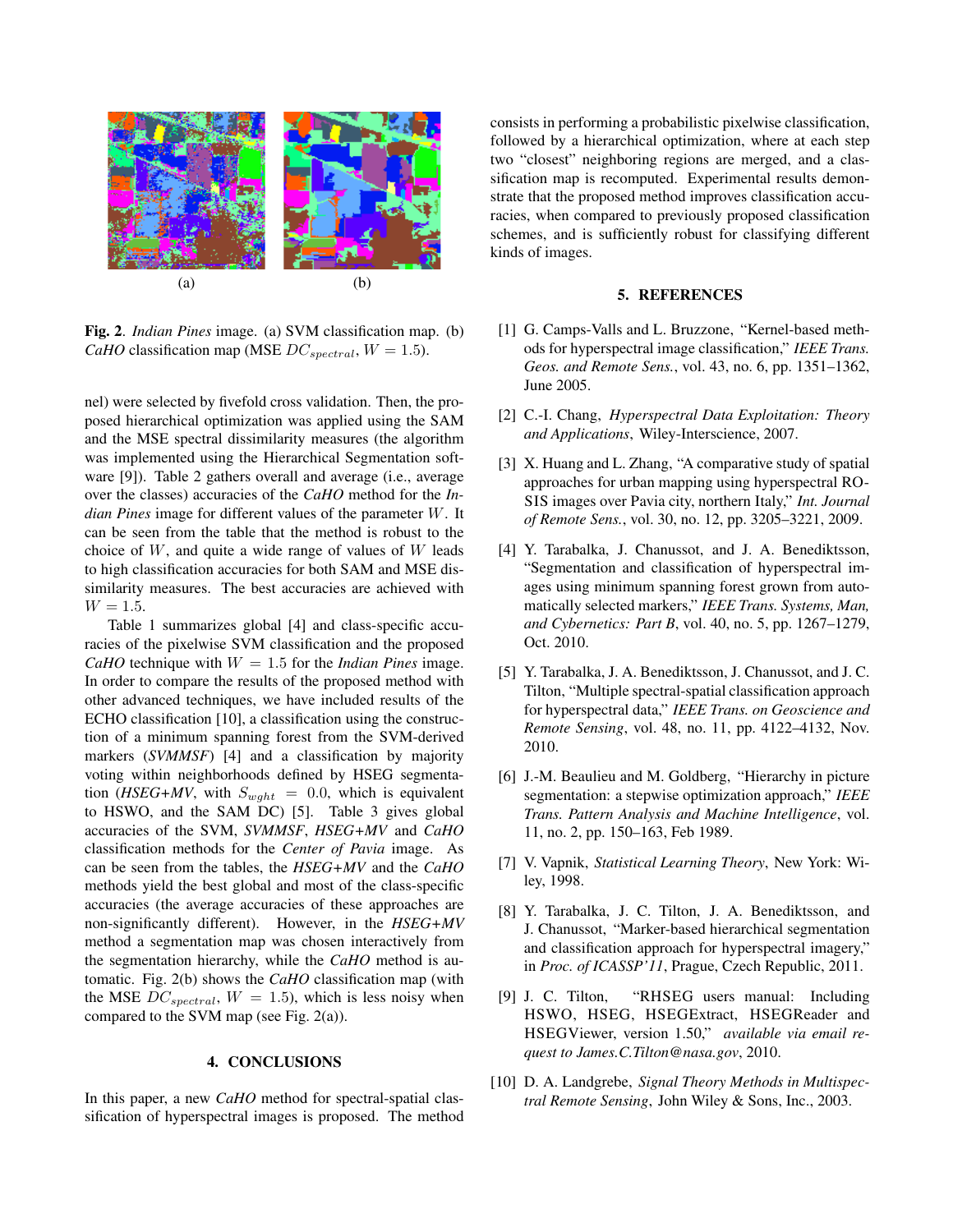(a) (b)

**Fig. 2**. *Indian Pines* image. (a) SVM classification map. (b) *CaHO* classification map (MSE $DC_{spectral}$, $W = 1.5$).

nel) were selected by fivefold cross validation. Then, the proposed hierarchical optimization was applied using the SAM and the MSE spectral dissimilarity measures (the algorithm was implemented using the Hierarchical Segmentation software [9]). Table 2 gathers overall and average (i.e., average over the classes) accuracies of the *CaHO* method for the *Indian Pines* image for different values of the parameter $W$. It can be seen from the table that the method is robust to the choice of $W$, and quite a wide range of values of $W$ leads to high classification accuracies for both SAM and MSE dissimilarity measures. The best accuracies are achieved with $W = 1.5$.

Table 1 summarizes global [4] and class-specific accuracies of the pixelwise SVM classification and the proposed *CaHO* technique with $W = 1.5$ for the *Indian Pines* image. In order to compare the results of the proposed method with other advanced techniques, we have included results of the ECHO classification [10], a classification using the construction of a minimum spanning forest from the SVM-derived markers (*SVMMSF*) [4] and a classification by majority voting within neighborhoods defined by HSEG segmentation (*HSEG+MV*, with $S_{wght} = 0.0$, which is equivalent to HSWO, and the SAM DC) [5]. Table 3 gives global accuracies of the SVM, *SVMMSF*, *HSEG+MV* and *CaHO* classification methods for the *Center of Pavia* image. As can be seen from the tables, the *HSEG+MV* and the *CaHO* methods yield the best global and most of the class-specific accuracies (the average accuracies of these approaches are non-significantly different). However, in the *HSEG+MV* method a segmentation map was chosen interactively from the segmentation hierarchy, while the *CaHO* method is automatic. Fig. 2(b) shows the *CaHO* classification map (with the MSE $DC_{spectral}$, $W = 1.5$), which is less noisy when compared to the SVM map (see Fig. 2(a)).

## 4. CONCLUSIONS

In this paper, a new *CaHO* method for spectral-spatial classification of hyperspectral images is proposed. The method consists in performing a probabilistic pixelwise classification, followed by a hierarchical optimization, where at each step two "closest" neighboring regions are merged, and a classification map is recomputed. Experimental results demonstrate that the proposed method improves classification accuracies, when compared to previously proposed classification schemes, and is sufficiently robust for classifying different kinds of images.

## 5. REFERENCES

[1] G. Camps-Valls and L. Bruzzone, "Kernel-based methods for hyperspectral image classification," *IEEE Trans. Geos. and Remote Sens.*, vol. 43, no. 6, pp. 1351–1362, June 2005.

[2] C.-I. Chang, *Hyperspectral Data Exploitation: Theory and Applications*, Wiley-Interscience, 2007.

[3] X. Huang and L. Zhang, "A comparative study of spatial approaches for urban mapping using hyperspectral ROSIS images over Pavia city, northern Italy," *Int. Journal of Remote Sens.*, vol. 30, no. 12, pp. 3205–3221, 2009.

[4] Y. Tarabalka, J. Chanussot, and J. A. Benediktsson, "Segmentation and classification of hyperspectral images using minimum spanning forest grown from automatically selected markers," *IEEE Trans. Systems, Man, and Cybernetics: Part B*, vol. 40, no. 5, pp. 1267–1279, Oct. 2010.

[5] Y. Tarabalka, J. A. Benediktsson, J. Chanussot, and J. C. Tilton, "Multiple spectral-spatial classification approach for hyperspectral data," *IEEE Trans. on Geoscience and Remote Sensing*, vol. 48, no. 11, pp. 4122–4132, Nov. 2010.

[6] J.-M. Beaulieu and M. Goldberg, "Hierarchy in picture segmentation: a stepwise optimization approach," *IEEE Trans. Pattern Analysis and Machine Intelligence*, vol. 11, no. 2, pp. 150–163, Feb 1989.

[7] V. Vapnik, *Statistical Learning Theory*, New York: Wiley, 1998.

[8] Y. Tarabalka, J. C. Tilton, J. A. Benediktsson, and J. Chanussot, "Marker-based hierarchical segmentation and classification approach for hyperspectral imagery," in *Proc. of ICASSP'11*, Prague, Czech Republic, 2011.

[9] J. C. Tilton, "RHSEG users manual: Including HSWO, HSEG, HSEGExtract, HSEGReader and HSEGViewer, version 1.50," *available via email request to James.C.Tilton@nasa.gov*, 2010.

[10] D. A. Landgrebe, *Signal Theory Methods in Multispectral Remote Sensing*, John Wiley & Sons, Inc., 2003.